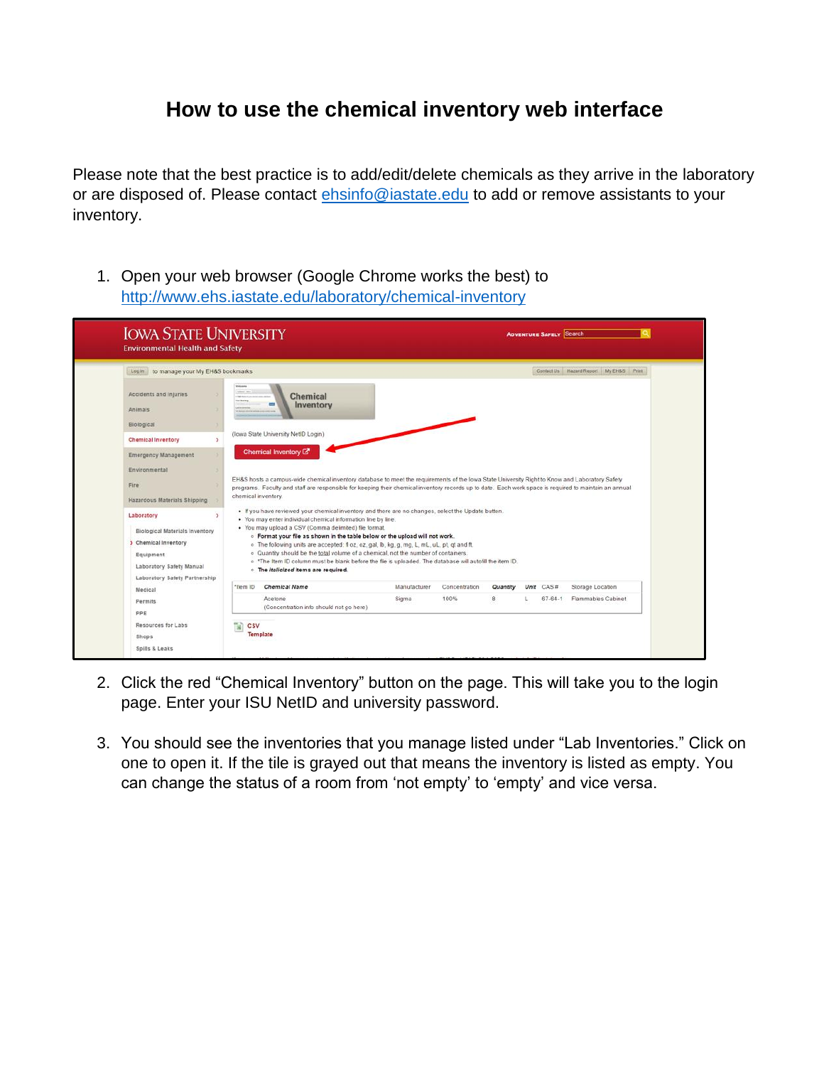# How to use the chemical inventory web interface

Please note that the best practice is to add/edit/delete chemicals as they arrive in the laboratory or are disposed of. Please contact [ehsinfo@iastate.edu](mailto:ehsinfo@iastate.edu) to add or remove assistants to your inventory.

1. Open your web browser (Google Chrome works the best) to [http://www.ehs.iastate.edu/laboratory/chemical-inventory](http://www.ehs.iastate.edu/laboratory/chemical-inventory)

2. Click the red "Chemical Inventory" button on the page. This will take you to the login page. Enter your ISU NetID and university password.

3. You should see the inventories that you manage listed under "Lab Inventories." Click on one to open it. If the tile is grayed out that means the inventory is listed as empty. You can change the status of a room from 'not empty' to 'empty' and vice versa.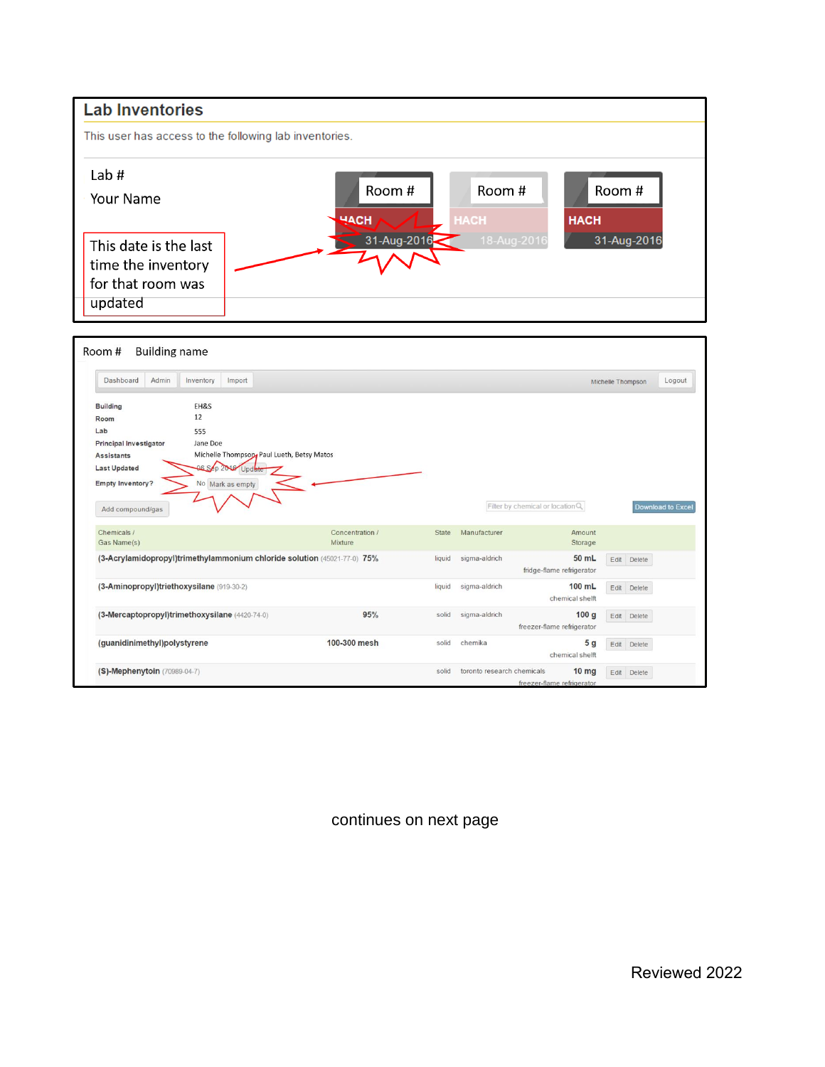## Lab Inventories

This user has access to the following lab inventories.

Lab #

Your Name

This date is the last time the inventory for that room was updated

| Room # | Room # | Room # |
|---|---|---|
| HACH | HACH | HACH |
| 31-Aug-2016 | 18-Aug-2016 | 31-Aug-2016 |

Room # Building name

Dashboard | Admin | Inventory | Import — Michelle Thompson | Logout

| | |
|---|---|
| **Building** | EH&S |
| **Room** | 12 |
| **Lab** | 555 |
| **Principal Investigator** | Jane Doe |
| **Assistants** | Michelle Thompson, Paul Lueth, Betsy Matos |
| **Last Updated** | 06 Sep 2016 Update |
| **Empty Inventory?** | No Mark as empty |

Add compound/gas — Filter by chemical or location — Download to Excel

| Chemicals / Gas Name(s) | Concentration / Mixture | State | Manufacturer | Amount Storage | |
|---|---|---|---|---|---|
| **(3-Acrylamidopropyl)trimethylammonium chloride solution** (45021-77-0) | **75%** | liquid | sigma-aldrich | **50 mL** fridge-flame refrigerator | Edit Delete |
| **(3-Aminopropyl)triethoxysilane** (919-30-2) | | liquid | sigma-aldrich | **100 mL** chemical shelf | Edit Delete |
| **(3-Mercaptopropyl)trimethoxysilane** (4420-74-0) | **95%** | solid | sigma-aldrich | **100 g** freezer-flame refrigerator | Edit Delete |
| **(guanidinimethyl)polystyrene** | **100-300 mesh** | solid | chemika | **5 g** chemical shelf | Edit Delete |
| **(S)-Mephenytoin** (70989-04-7) | | solid | toronto research chemicals | **10 mg** freezer-flame refrigerator | Edit Delete |

continues on next page

Reviewed 2022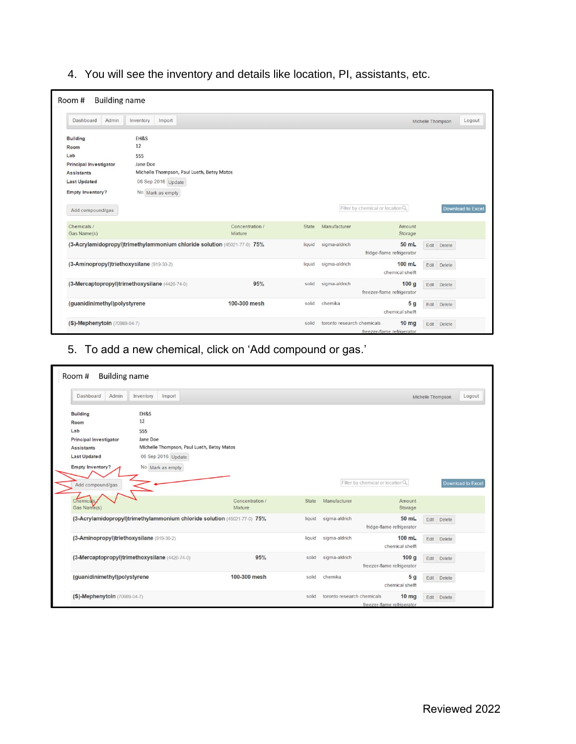4. You will see the inventory and details like location, PI, assistants, etc.

Room # Building name

Dashboard | Admin | Inventory | Import — Michelle Thompson | Logout

| | |
|---|---|
| Building | EH&S |
| Room | 12 |
| Lab | 555 |
| Principal Investigator | Jane Doe |
| Assistants | Michelle Thompson, Paul Lueth, Betsy Matos |
| Last Updated | 06 Sep 2016 Update |
| Empty Inventory? | No Mark as empty |

Add compound/gas — Filter by chemical or location — Download to Excel

| Chemicals / Gas Name(s) | Concentration / Mixture | State | Manufacturer | Amount Storage | |
|---|---|---|---|---|---|
| (3-Acrylamidopropyl)trimethylammonium chloride solution (45021-77-0) | 75% | liquid | sigma-aldrich | 50 mL fridge-flame refrigerator | Edit Delete |
| (3-Aminopropyl)triethoxysilane (919-30-2) | | liquid | sigma-aldrich | 100 mL chemical shelft | Edit Delete |
| (3-Mercaptopropyl)trimethoxysilane (4420-74-0) | 95% | solid | sigma-aldrich | 100 g freezer-flame refrigerator | Edit Delete |
| (guanidinimethyl)polystyrene | 100-300 mesh | solid | chemika | 5 g chemical shelft | Edit Delete |
| (S)-Mephenytoin (70989-04-7) | | solid | toronto research chemicals | 10 mg freezer-flame refrigerator | Edit Delete |

5. To add a new chemical, click on 'Add compound or gas.'

Room # Building name

Dashboard | Admin | Inventory | Import — Michelle Thompson | Logout

| | |
|---|---|
| Building | EH&S |
| Room | 12 |
| Lab | 555 |
| Principal Investigator | Jane Doe |
| Assistants | Michelle Thompson, Paul Lueth, Betsy Matos |
| Last Updated | 06 Sep 2016 Update |
| Empty Inventory? | No Mark as empty |

Add compound/gas — Filter by chemical or location — Download to Excel

| Chemicals / Gas Name(s) | Concentration / Mixture | State | Manufacturer | Amount Storage | |
|---|---|---|---|---|---|
| (3-Acrylamidopropyl)trimethylammonium chloride solution (45021-77-0) | 75% | liquid | sigma-aldrich | 50 mL fridge-flame refrigerator | Edit Delete |
| (3-Aminopropyl)triethoxysilane (919-30-2) | | liquid | sigma-aldrich | 100 mL chemical shelft | Edit Delete |
| (3-Mercaptopropyl)trimethoxysilane (4420-74-0) | 95% | solid | sigma-aldrich | 100 g freezer-flame refrigerator | Edit Delete |
| (guanidinimethyl)polystyrene | 100-300 mesh | solid | chemika | 5 g chemical shelft | Edit Delete |
| (S)-Mephenytoin (70989-04-7) | | solid | toronto research chemicals | 10 mg freezer-flame refrigerator | Edit Delete |

Reviewed 2022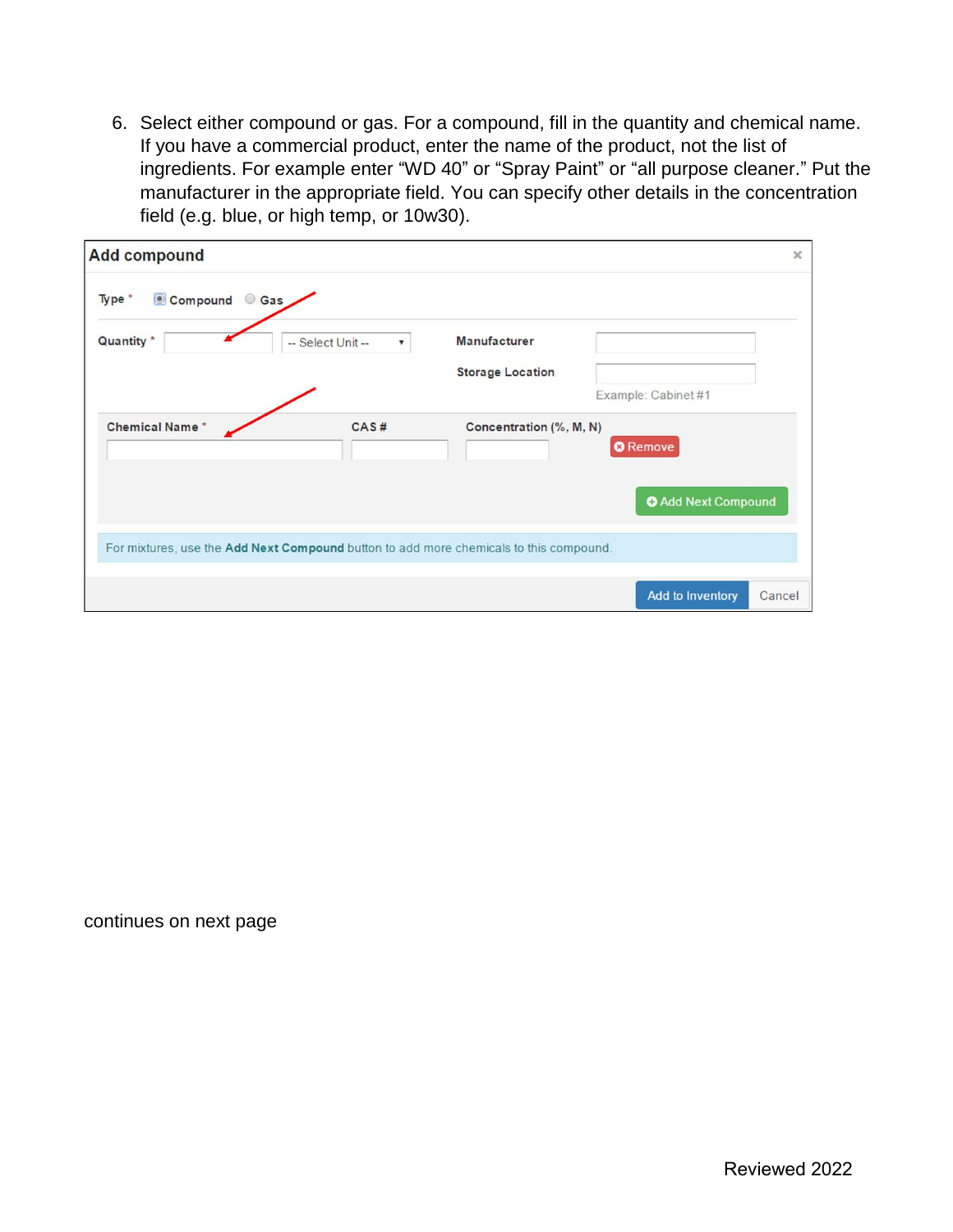6. Select either compound or gas. For a compound, fill in the quantity and chemical name. If you have a commercial product, enter the name of the product, not the list of ingredients. For example enter “WD 40” or “Spray Paint” or “all purpose cleaner.” Put the manufacturer in the appropriate field. You can specify other details in the concentration field (e.g. blue, or high temp, or 10w30).

continues on next page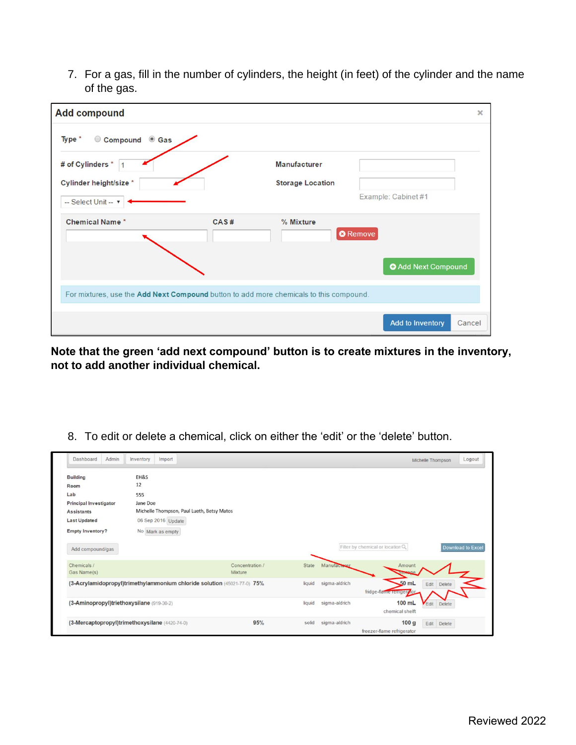7. For a gas, fill in the number of cylinders, the height (in feet) of the cylinder and the name of the gas.

Add compound

Type * Compound Gas

of Cylinders * 1

Cylinder height/size *

-- Select Unit --

Manufacturer

Storage Location

Example: Cabinet #1

Chemical Name * CAS # % Mixture

Remove

Add Next Compound

For mixtures, use the **Add Next Compound** button to add more chemicals to this compound.

Add to Inventory Cancel

**Note that the green 'add next compound' button is to create mixtures in the inventory, not to add another individual chemical.**

8. To edit or delete a chemical, click on either the 'edit' or the 'delete' button.

Dashboard Admin Inventory Import Michelle Thompson Logout

| | |
|---|---|
| Building | EH&S |
| Room | 12 |
| Lab | 555 |
| Principal Investigator | Jane Doe |
| Assistants | Michelle Thompson, Paul Lueth, Betsy Matos |
| Last Updated | 06 Sep 2016 Update |
| Empty Inventory? | No Mark as empty |

Add compound/gas

Filter by chemical or location

Download to Excel

| Chemicals / Gas Name(s) | Concentration / Mixture | State | Manufacturer | Amount Storage | |
|---|---|---|---|---|---|
| (3-Acrylamidopropyl)trimethylammonium chloride solution (45021-77-0) | 75% | liquid | sigma-aldrich | 50 mL fridge-flame refrigerator | Edit Delete |
| (3-Aminopropyl)triethoxysilane (919-30-2) | | liquid | sigma-aldrich | 100 mL chemical shelf | Edit Delete |
| (3-Mercaptopropyl)trimethoxysilane (4420-74-0) | 95% | solid | sigma-aldrich | 100 g freezer-flame refrigerator | Edit Delete |

Reviewed 2022